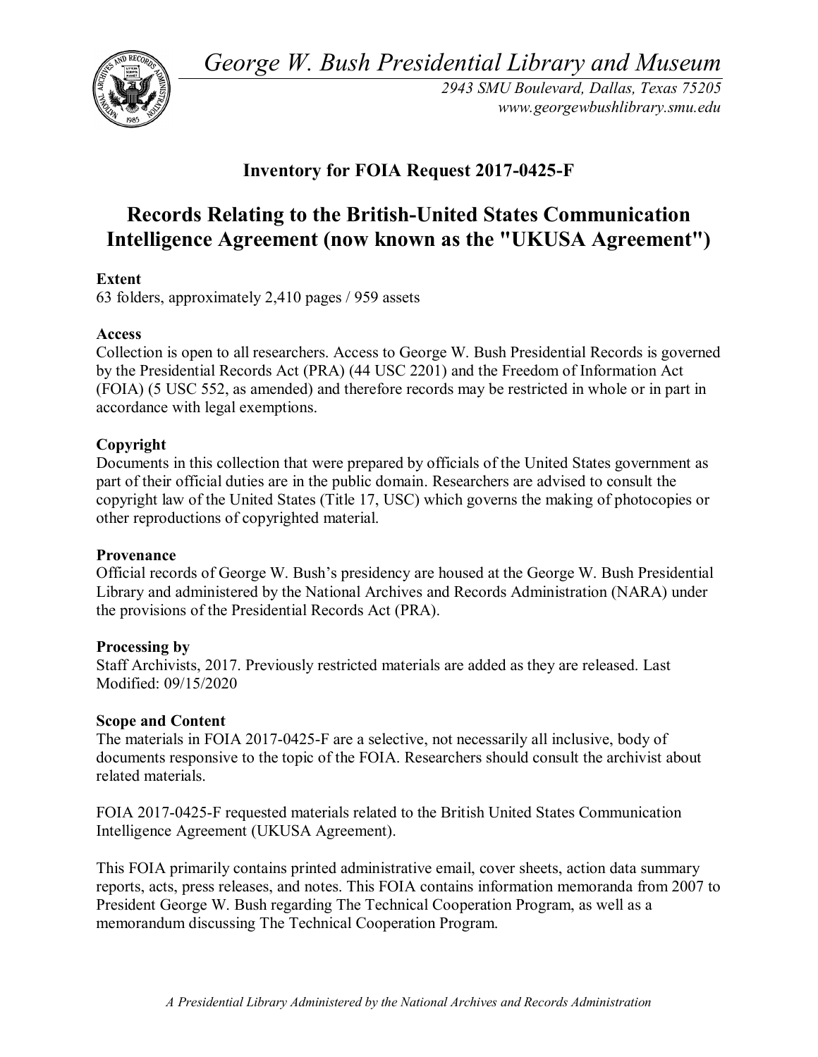*George W. Bush Presidential Library and Museum*

*2943 SMU Boulevard, Dallas, Texas 75205*
*www.georgewbushlibrary.smu.edu*

## Inventory for FOIA Request 2017-0425-F

# Records Relating to the British-United States Communication Intelligence Agreement (now known as the "UKUSA Agreement")

**Extent**
63 folders, approximately 2,410 pages / 959 assets

**Access**
Collection is open to all researchers. Access to George W. Bush Presidential Records is governed by the Presidential Records Act (PRA) (44 USC 2201) and the Freedom of Information Act (FOIA) (5 USC 552, as amended) and therefore records may be restricted in whole or in part in accordance with legal exemptions.

**Copyright**
Documents in this collection that were prepared by officials of the United States government as part of their official duties are in the public domain. Researchers are advised to consult the copyright law of the United States (Title 17, USC) which governs the making of photocopies or other reproductions of copyrighted material.

**Provenance**
Official records of George W. Bush's presidency are housed at the George W. Bush Presidential Library and administered by the National Archives and Records Administration (NARA) under the provisions of the Presidential Records Act (PRA).

**Processing by**
Staff Archivists, 2017. Previously restricted materials are added as they are released. Last Modified: 09/15/2020

**Scope and Content**
The materials in FOIA 2017-0425-F are a selective, not necessarily all inclusive, body of documents responsive to the topic of the FOIA. Researchers should consult the archivist about related materials.

FOIA 2017-0425-F requested materials related to the British United States Communication Intelligence Agreement (UKUSA Agreement).

This FOIA primarily contains printed administrative email, cover sheets, action data summary reports, acts, press releases, and notes. This FOIA contains information memoranda from 2007 to President George W. Bush regarding The Technical Cooperation Program, as well as a memorandum discussing The Technical Cooperation Program.

*A Presidential Library Administered by the National Archives and Records Administration*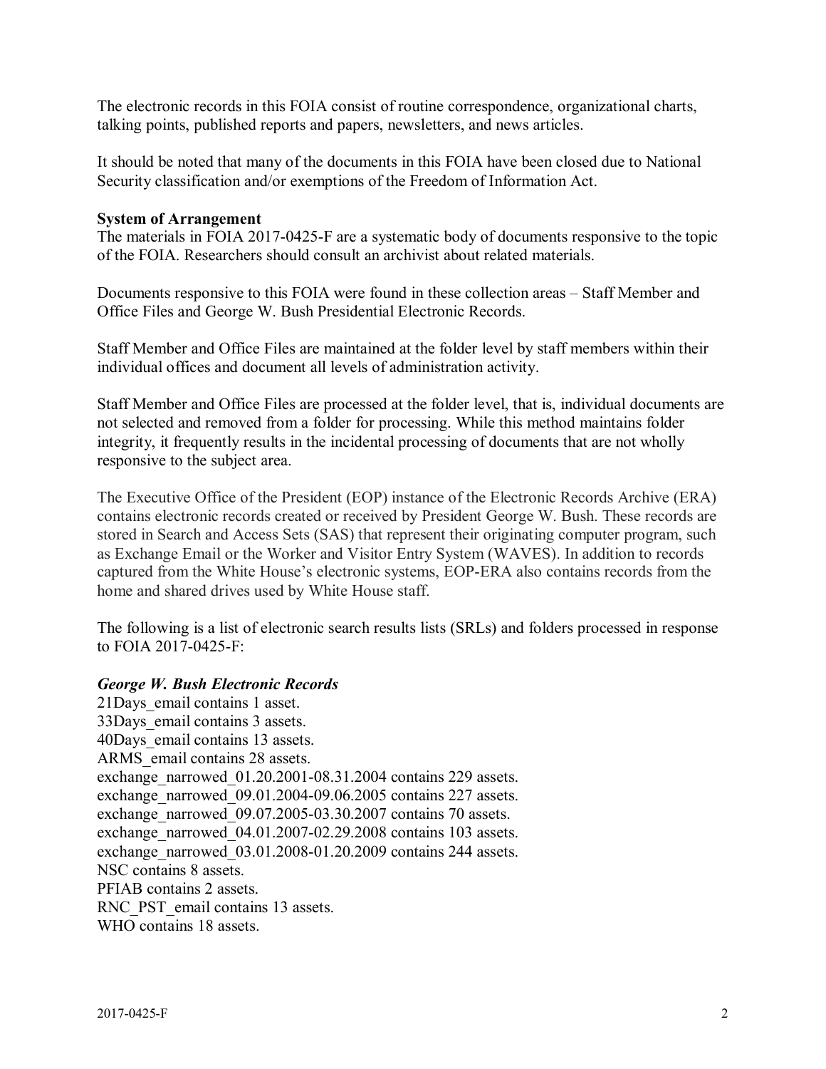The electronic records in this FOIA consist of routine correspondence, organizational charts, talking points, published reports and papers, newsletters, and news articles.

It should be noted that many of the documents in this FOIA have been closed due to National Security classification and/or exemptions of the Freedom of Information Act.

**System of Arrangement**
The materials in FOIA 2017-0425-F are a systematic body of documents responsive to the topic of the FOIA. Researchers should consult an archivist about related materials.

Documents responsive to this FOIA were found in these collection areas – Staff Member and Office Files and George W. Bush Presidential Electronic Records.

Staff Member and Office Files are maintained at the folder level by staff members within their individual offices and document all levels of administration activity.

Staff Member and Office Files are processed at the folder level, that is, individual documents are not selected and removed from a folder for processing. While this method maintains folder integrity, it frequently results in the incidental processing of documents that are not wholly responsive to the subject area.

The Executive Office of the President (EOP) instance of the Electronic Records Archive (ERA) contains electronic records created or received by President George W. Bush. These records are stored in Search and Access Sets (SAS) that represent their originating computer program, such as Exchange Email or the Worker and Visitor Entry System (WAVES). In addition to records captured from the White House's electronic systems, EOP-ERA also contains records from the home and shared drives used by White House staff.

The following is a list of electronic search results lists (SRLs) and folders processed in response to FOIA 2017-0425-F:

***George W. Bush Electronic Records***
21Days_email contains 1 asset.
33Days_email contains 3 assets.
40Days_email contains 13 assets.
ARMS_email contains 28 assets.
exchange_narrowed_01.20.2001-08.31.2004 contains 229 assets.
exchange_narrowed_09.01.2004-09.06.2005 contains 227 assets.
exchange_narrowed_09.07.2005-03.30.2007 contains 70 assets.
exchange_narrowed_04.01.2007-02.29.2008 contains 103 assets.
exchange_narrowed_03.01.2008-01.20.2009 contains 244 assets.
NSC contains 8 assets.
PFIAB contains 2 assets.
RNC_PST_email contains 13 assets.
WHO contains 18 assets.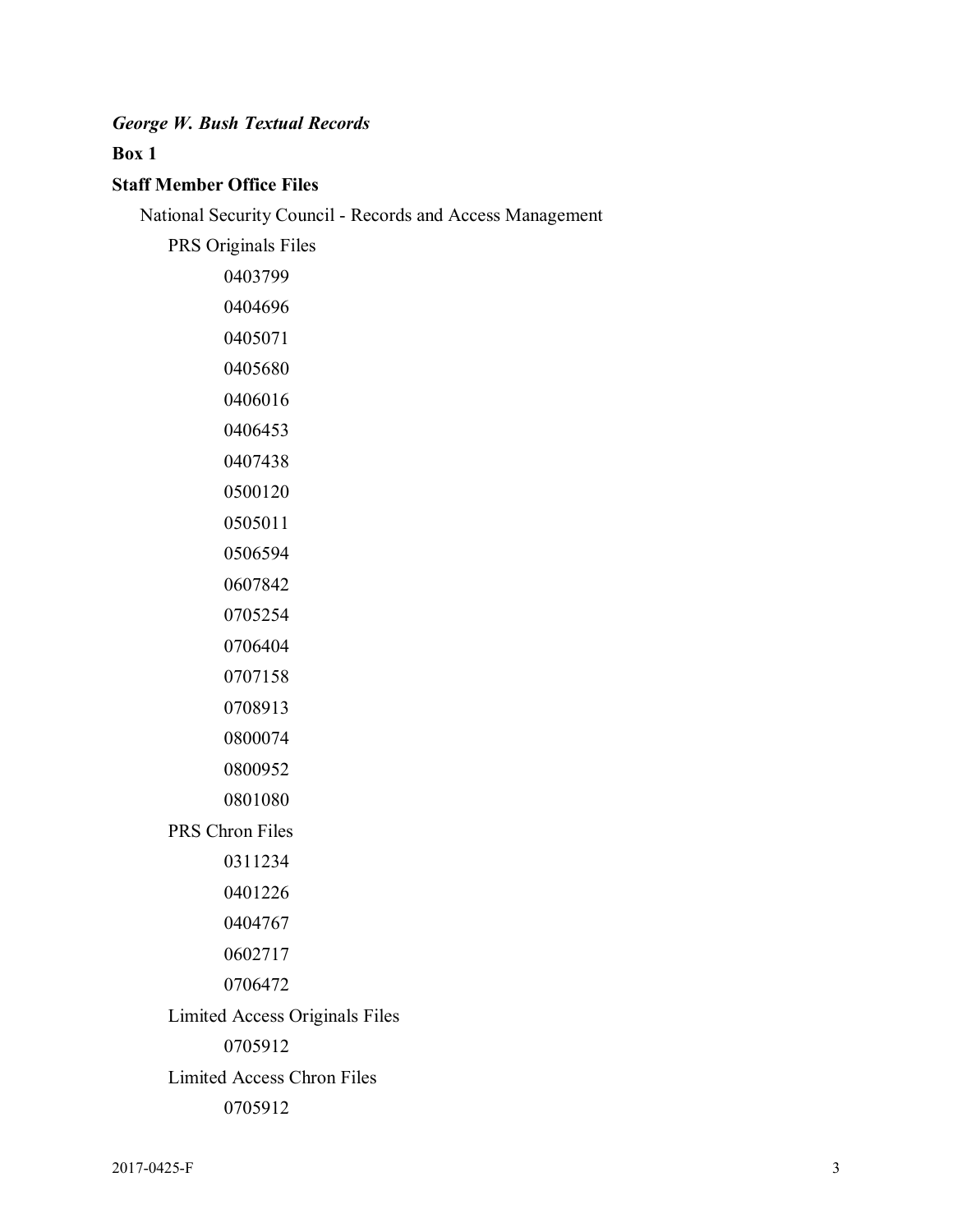***George W. Bush Textual Records***

**Box 1**

**Staff Member Office Files**

National Security Council - Records and Access Management

PRS Originals Files

0403799

0404696

0405071

0405680

0406016

0406453

0407438

0500120

0505011

0506594

0607842

0705254

0706404

0707158

0708913

0800074

0800952

0801080

PRS Chron Files

0311234

0401226

0404767

0602717

0706472

Limited Access Originals Files

0705912

Limited Access Chron Files

0705912

2017-0425-F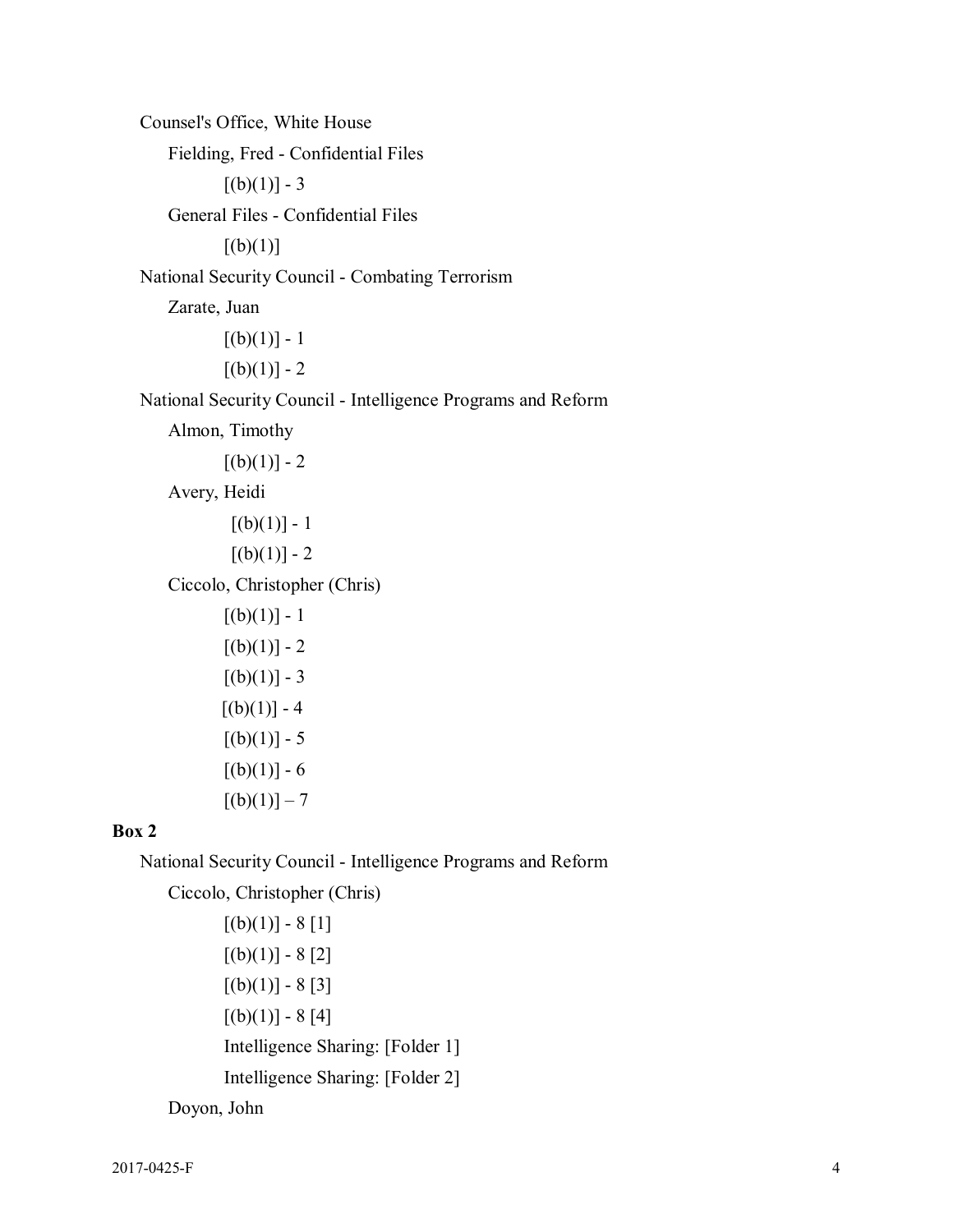Counsel's Office, White House

Fielding, Fred - Confidential Files

[(b)(1)] - 3

General Files - Confidential Files

[(b)(1)]

National Security Council - Combating Terrorism

Zarate, Juan

[(b)(1)] - 1

[(b)(1)] - 2

National Security Council - Intelligence Programs and Reform

Almon, Timothy

[(b)(1)] - 2

Avery, Heidi

[(b)(1)] - 1

[(b)(1)] - 2

Ciccolo, Christopher (Chris)

[(b)(1)] - 1

[(b)(1)] - 2

[(b)(1)] - 3

[(b)(1)] - 4

[(b)(1)] - 5

[(b)(1)] - 6

[(b)(1)] – 7

**Box 2**

National Security Council - Intelligence Programs and Reform

Ciccolo, Christopher (Chris)

[(b)(1)] - 8 [1]

[(b)(1)] - 8 [2]

[(b)(1)] - 8 [3]

[(b)(1)] - 8 [4]

Intelligence Sharing: [Folder 1]

Intelligence Sharing: [Folder 2]

Doyon, John

2017-0425-F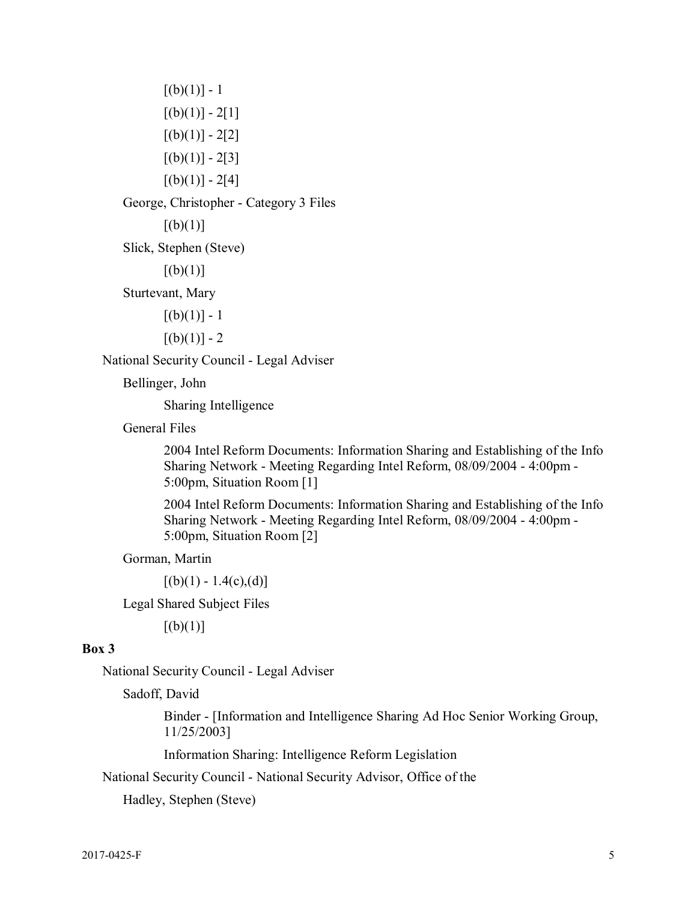[(b)(1)] - 1

[(b)(1)] - 2[1]

[(b)(1)] - 2[2]

[(b)(1)] - 2[3]

[(b)(1)] - 2[4]

George, Christopher - Category 3 Files

[(b)(1)]

Slick, Stephen (Steve)

[(b)(1)]

Sturtevant, Mary

[(b)(1)] - 1

[(b)(1)] - 2

National Security Council - Legal Adviser

Bellinger, John

Sharing Intelligence

General Files

2004 Intel Reform Documents: Information Sharing and Establishing of the Info Sharing Network - Meeting Regarding Intel Reform, 08/09/2004 - 4:00pm - 5:00pm, Situation Room [1]

2004 Intel Reform Documents: Information Sharing and Establishing of the Info Sharing Network - Meeting Regarding Intel Reform, 08/09/2004 - 4:00pm - 5:00pm, Situation Room [2]

Gorman, Martin

[(b)(1) - 1.4(c),(d)]

Legal Shared Subject Files

[(b)(1)]

**Box 3**

National Security Council - Legal Adviser

Sadoff, David

Binder - [Information and Intelligence Sharing Ad Hoc Senior Working Group, 11/25/2003]

Information Sharing: Intelligence Reform Legislation

National Security Council - National Security Advisor, Office of the

Hadley, Stephen (Steve)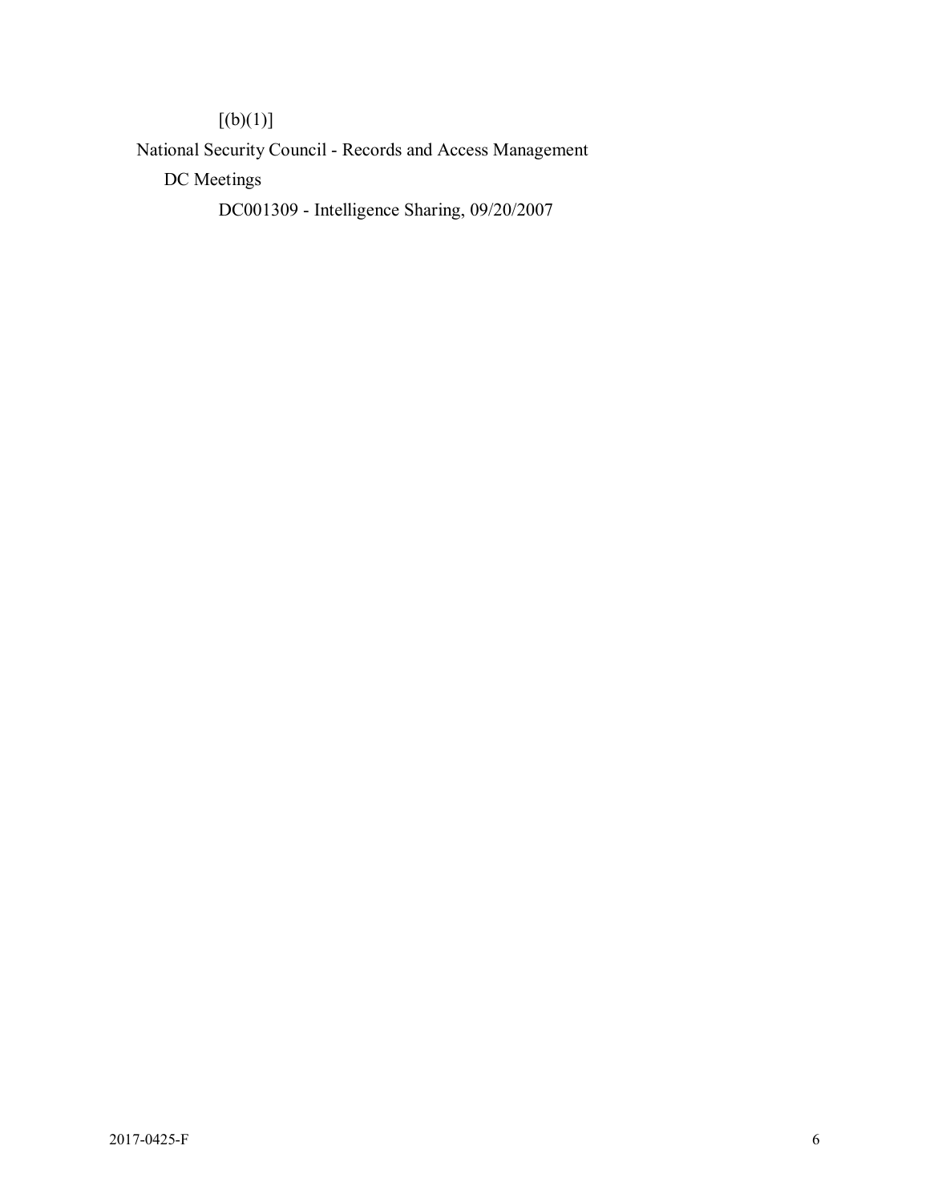[(b)(1)]

National Security Council - Records and Access Management

DC Meetings

DC001309 - Intelligence Sharing, 09/20/2007

2017-0425-F